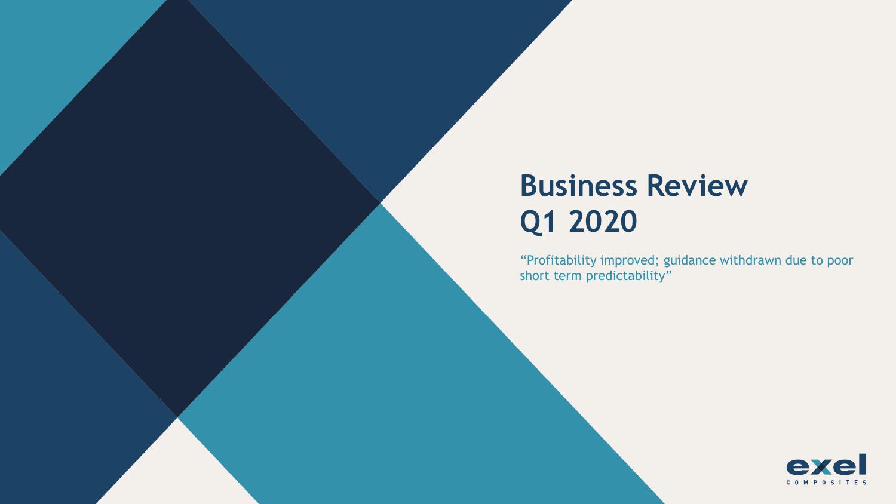# Business Review Q1 2020

"Profitability improved; guidance withdrawn due to poor short term predictability"

exel COMPOSITES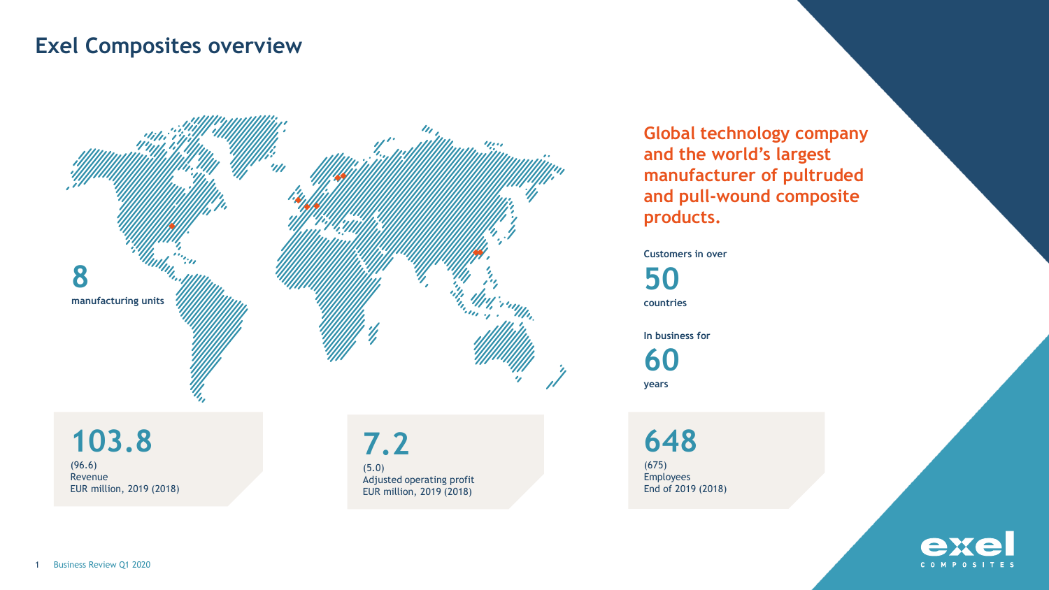# Exel Composites overview

**8**
manufacturing units

**Global technology company and the world's largest manufacturer of pultruded and pull-wound composite products.**

Customers in over
**50**
countries

In business for
**60**
years

**103.8**
(96.6)
Revenue
EUR million, 2019 (2018)

**7.2**
(5.0)
Adjusted operating profit
EUR million, 2019 (2018)

**648**
(675)
Employees
End of 2019 (2018)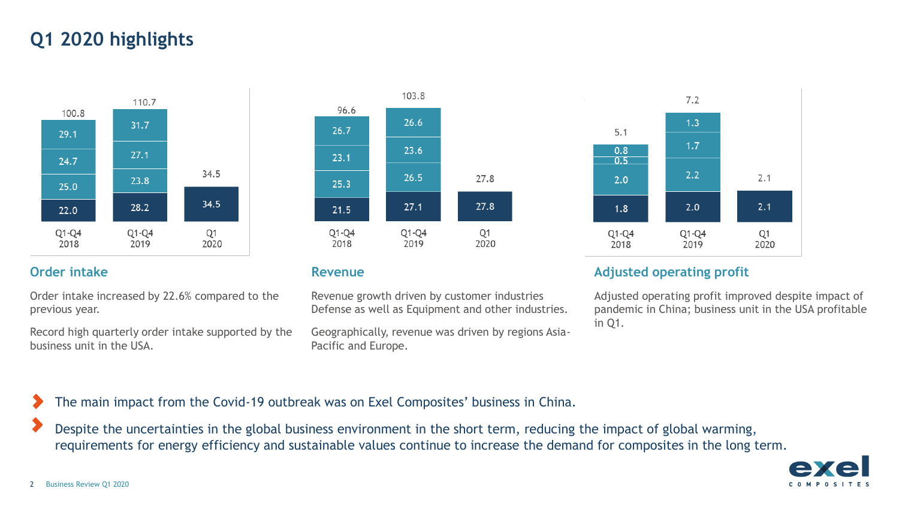# Q1 2020 highlights

## Order intake

| | Q1-Q4 2018 | Q1-Q4 2019 | Q1 2020 |
|---|---|---|---|
| Q4 | 29.1 | 31.7 | |
| Q3 | 24.7 | 27.1 | |
| Q2 | 25.0 | 23.8 | |
| Q1 | 22.0 | 28.2 | 34.5 |
| Total | 100.8 | 110.7 | 34.5 |

Order intake increased by 22.6% compared to the previous year.

Record high quarterly order intake supported by the business unit in the USA.

## Revenue

| | Q1-Q4 2018 | Q1-Q4 2019 | Q1 2020 |
|---|---|---|---|
| Q4 | 26.7 | 26.6 | |
| Q3 | 23.1 | 23.6 | |
| Q2 | 25.3 | 26.5 | |
| Q1 | 21.5 | 27.1 | 27.8 |
| Total | 96.6 | 103.8 | 27.8 |

Revenue growth driven by customer industries Defense as well as Equipment and other industries.

Geographically, revenue was driven by regions Asia-Pacific and Europe.

## Adjusted operating profit

| | Q1-Q4 2018 | Q1-Q4 2019 | Q1 2020 |
|---|---|---|---|
| Q4 | 0.8 | 1.3 | |
| Q3 | 0.5 | 1.7 | |
| Q2 | 2.0 | 2.2 | |
| Q1 | 1.8 | 2.0 | 2.1 |
| Total | 5.1 | 7.2 | 2.1 |

Adjusted operating profit improved despite impact of pandemic in China; business unit in the USA profitable in Q1.

- The main impact from the Covid-19 outbreak was on Exel Composites' business in China.
- Despite the uncertainties in the global business environment in the short term, reducing the impact of global warming, requirements for energy efficiency and sustainable values continue to increase the demand for composites in the long term.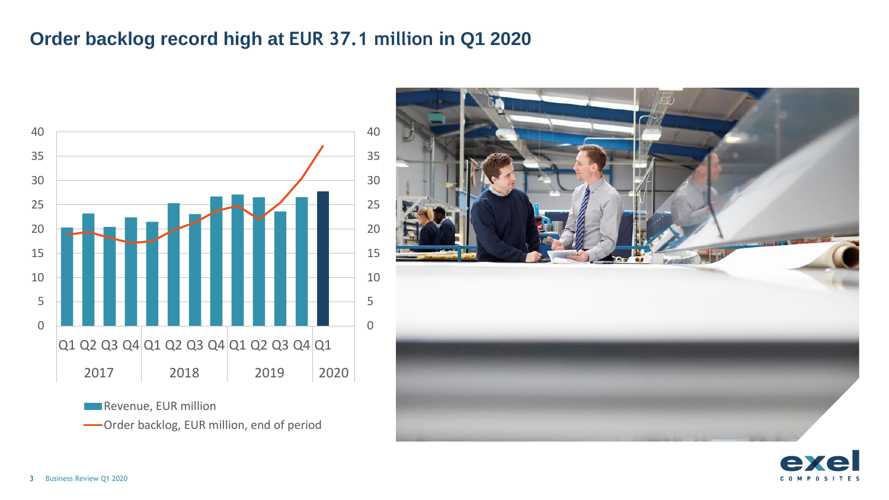## Order backlog record high at EUR 37.1 million in Q1 2020

40
35
30
25
20
15
10
5
0

Q1 Q2 Q3 Q4 Q1 Q2 Q3 Q4 Q1 Q2 Q3 Q4 Q1

2017 2018 2019 2020

Revenue, EUR million

Order backlog, EUR million, end of period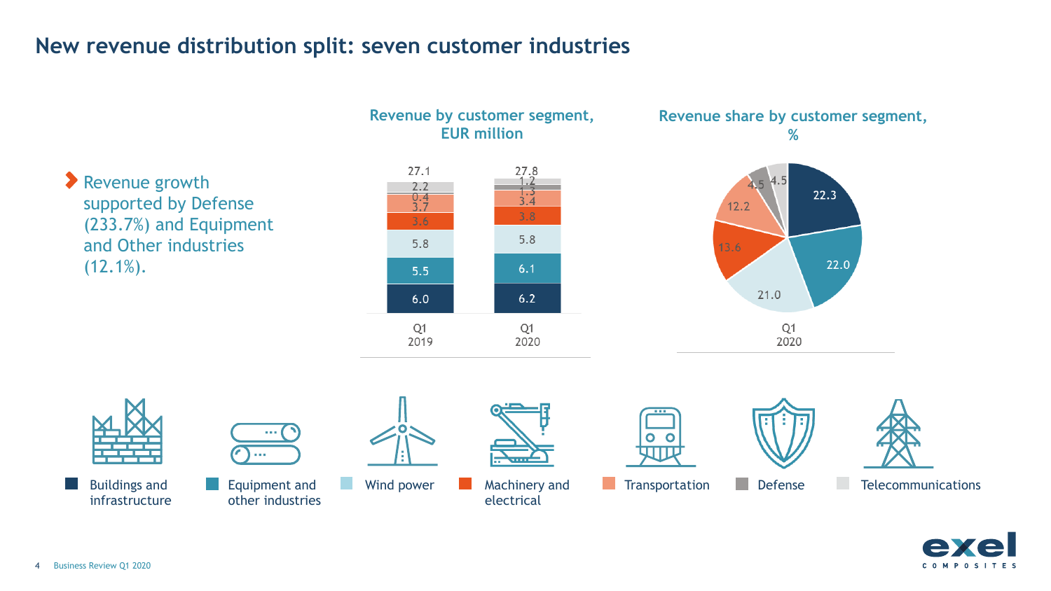# New revenue distribution split: seven customer industries

- Revenue growth supported by Defense (233.7%) and Equipment and Other industries (12.1%).

**Revenue by customer segment, EUR million**

| Segment | Q1 2019 | Q1 2020 |
|---|---|---|
| Buildings and infrastructure | 6.0 | 6.2 |
| Equipment and other industries | 5.5 | 6.1 |
| Wind power | 5.8 | 5.8 |
| Machinery and electrical | 3.6 | 3.8 |
| Transportation | 3.7 | 3.4 |
| Defense | 0.4 | 1.3 |
| Telecommunications | 2.2 | 1.2 |
| Total | 27.1 | 27.8 |

**Revenue share by customer segment, %**

| Segment | Q1 2020 |
|---|---|
| Buildings and infrastructure | 22.3 |
| Equipment and other industries | 22.0 |
| Wind power | 21.0 |
| Machinery and electrical | 13.6 |
| Transportation | 12.2 |
| Defense | 4.5 |
| Telecommunications | 4.5 |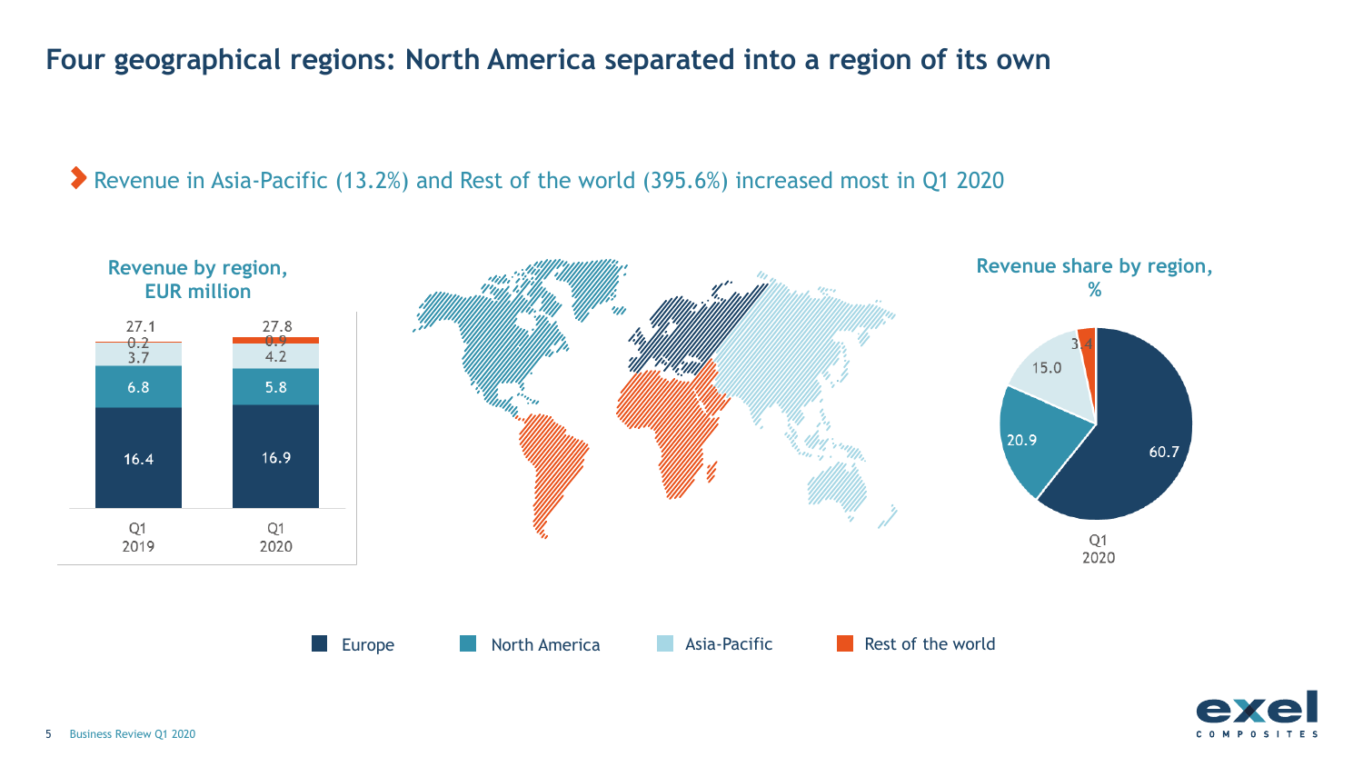# Four geographical regions: North America separated into a region of its own

- Revenue in Asia-Pacific (13.2%) and Rest of the world (395.6%) increased most in Q1 2020

### Revenue by region, EUR million

| | Q1 2019 | Q1 2020 |
|---|---|---|
| Europe | 16.4 | 16.9 |
| North America | 6.8 | 5.8 |
| Asia-Pacific | 3.7 | 4.2 |
| Rest of the world | 0.2 | 0.9 |
| Total | 27.1 | 27.8 |

### Revenue share by region, %

| Q1 2020 | % |
|---|---|
| Europe | 60.7 |
| North America | 20.9 |
| Asia-Pacific | 15.0 |
| Rest of the world | 3.4 |

Europe | North America | Asia-Pacific | Rest of the world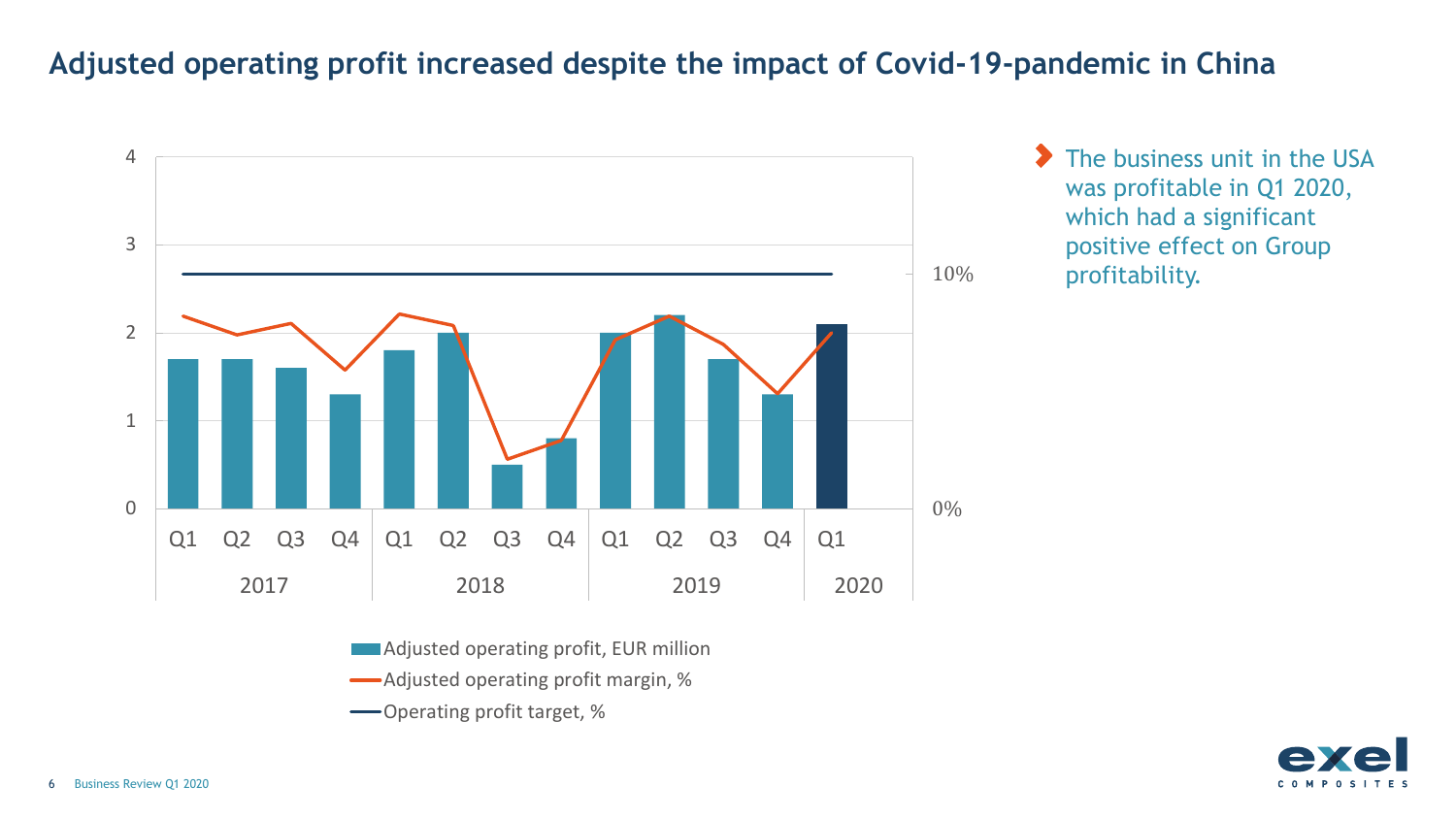# Adjusted operating profit increased despite the impact of Covid-19-pandemic in China

- The business unit in the USA was profitable in Q1 2020, which had a significant positive effect on Group profitability.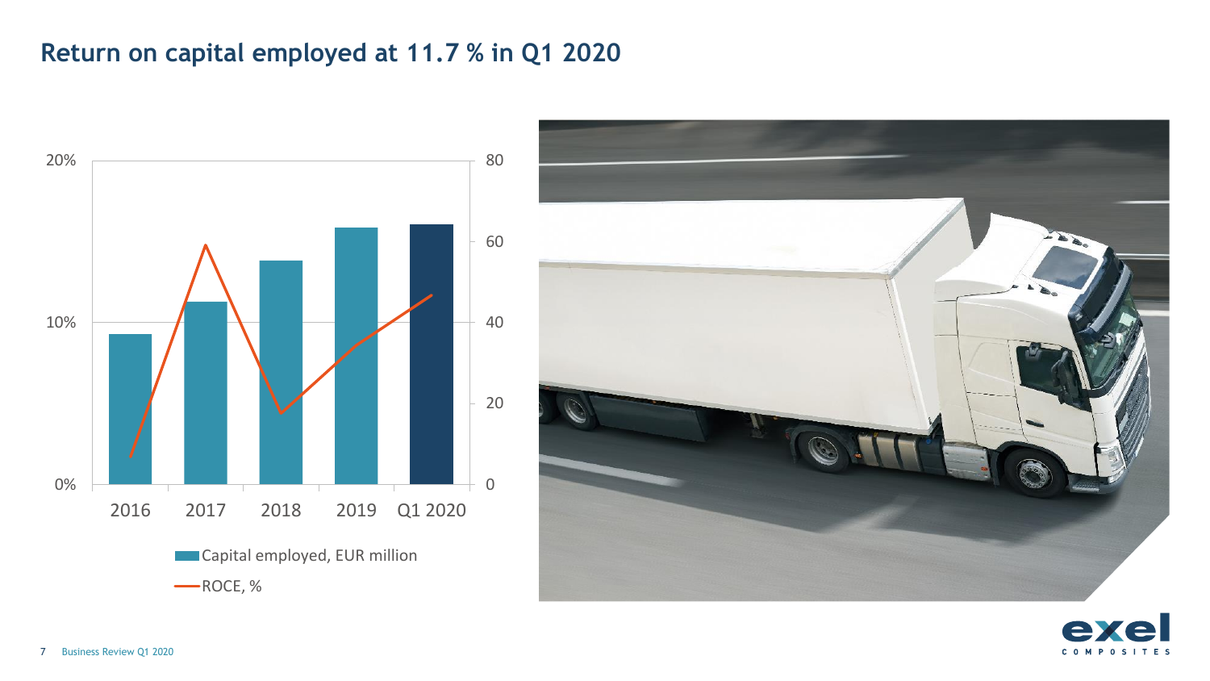# Return on capital employed at 11.7 % in Q1 2020

20%
10%
0%

80
60
40
20
0

2016 2017 2018 2019 Q1 2020

Capital employed, EUR million

ROCE, %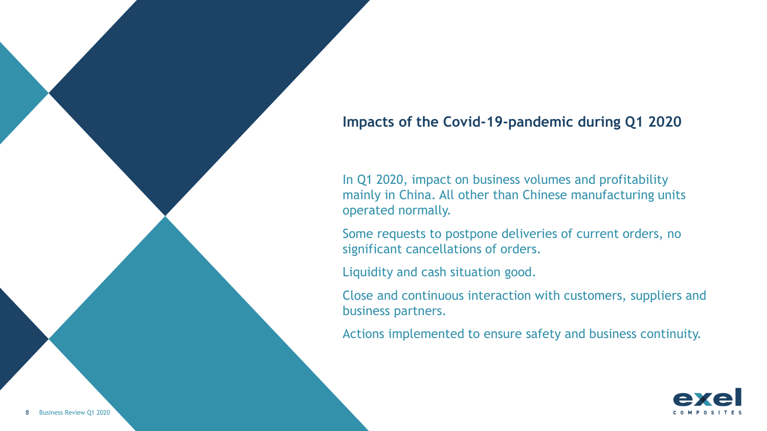## Impacts of the Covid-19-pandemic during Q1 2020

In Q1 2020, impact on business volumes and profitability mainly in China. All other than Chinese manufacturing units operated normally.

Some requests to postpone deliveries of current orders, no significant cancellations of orders.

Liquidity and cash situation good.

Close and continuous interaction with customers, suppliers and business partners.

Actions implemented to ensure safety and business continuity.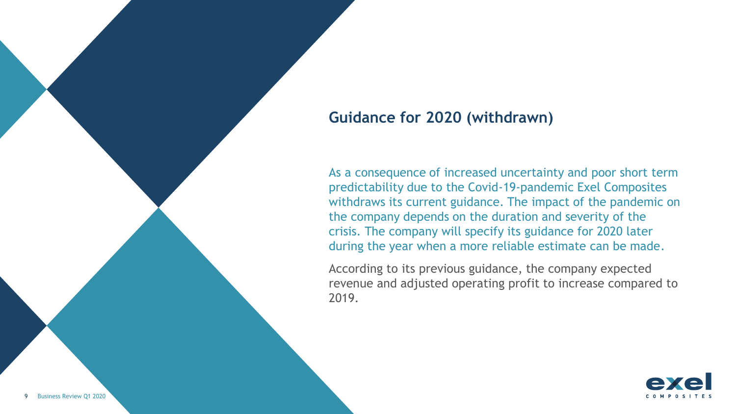## Guidance for 2020 (withdrawn)

As a consequence of increased uncertainty and poor short term predictability due to the Covid-19-pandemic Exel Composites withdraws its current guidance. The impact of the pandemic on the company depends on the duration and severity of the crisis. The company will specify its guidance for 2020 later during the year when a more reliable estimate can be made.

According to its previous guidance, the company expected revenue and adjusted operating profit to increase compared to 2019.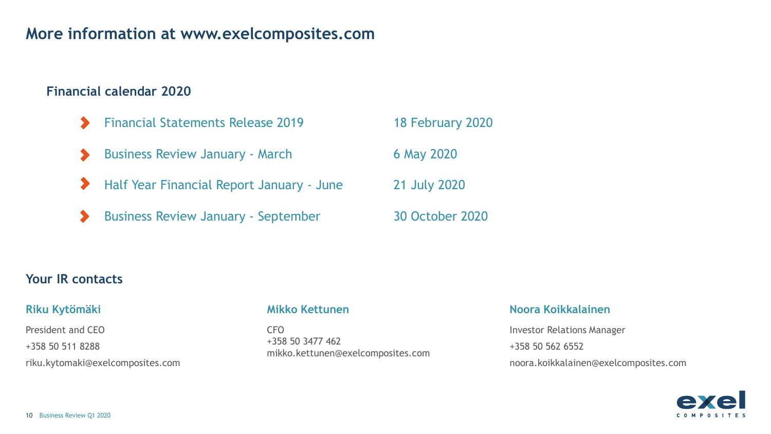# More information at www.exelcomposites.com

## Financial calendar 2020

| | |
|---|---|
| Financial Statements Release 2019 | 18 February 2020 |
| Business Review January - March | 6 May 2020 |
| Half Year Financial Report January - June | 21 July 2020 |
| Business Review January - September | 30 October 2020 |

## Your IR contacts

### Riku Kytömäki

President and CEO

+358 50 511 8288

riku.kytomaki@exelcomposites.com

### Mikko Kettunen

CFO

+358 50 3477 462

mikko.kettunen@exelcomposites.com

### Noora Koikkalainen

Investor Relations Manager

+358 50 562 6552

noora.koikkalainen@exelcomposites.com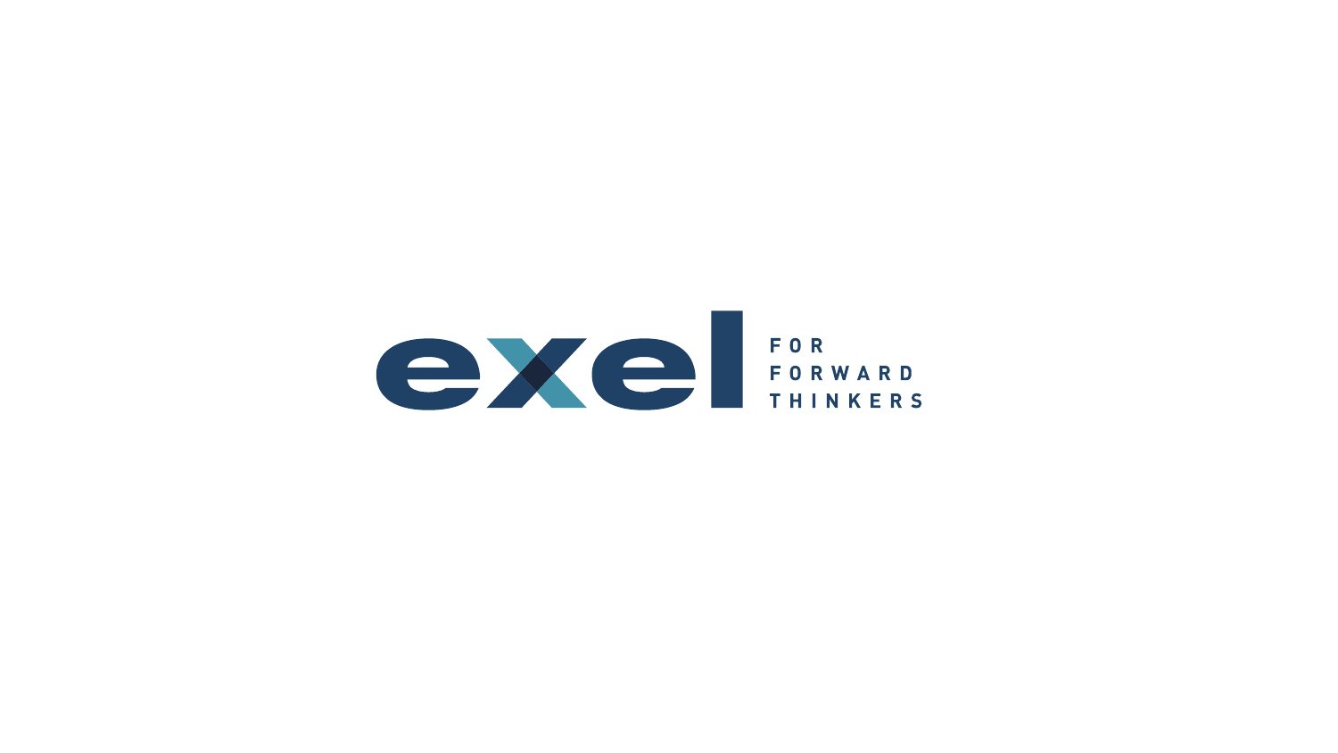exel

FOR
FORWARD
THINKERS